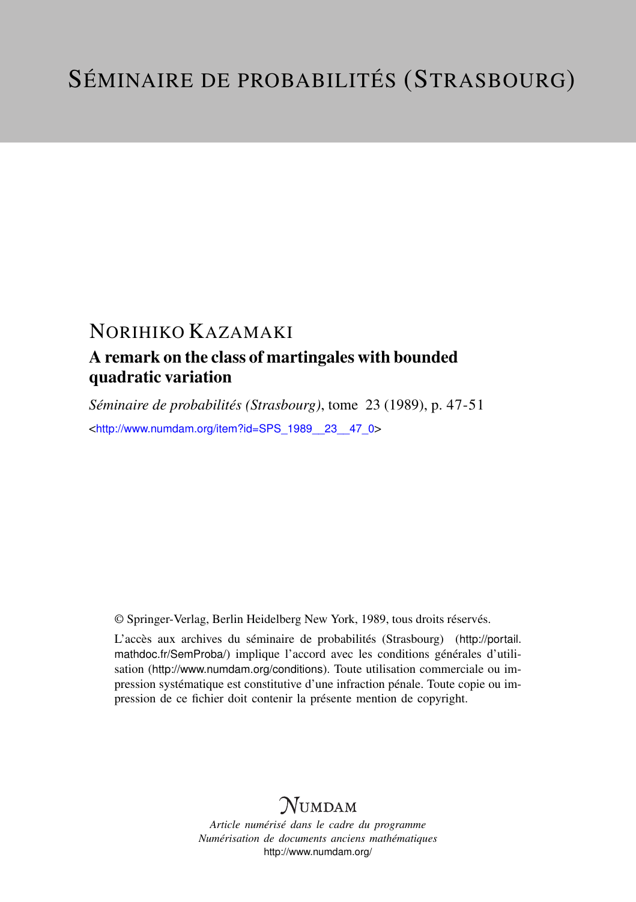# SÉMINAIRE DE PROBABILITÉS (STRASBOURG)

## NORIHIKO KAZAMAKI

### A remark on the class of martingales with bounded quadratic variation

*Séminaire de probabilités (Strasbourg)*, tome 23 (1989), p. 47-51

<http://www.numdam.org/item?id=SPS_1989__23__47_0>

© Springer-Verlag, Berlin Heidelberg New York, 1989, tous droits réservés.

L'accès aux archives du séminaire de probabilités (Strasbourg) (http://portail.mathdoc.fr/SemProba/) implique l'accord avec les conditions générales d'utilisation (http://www.numdam.org/conditions). Toute utilisation commerciale ou impression systématique est constitutive d'une infraction pénale. Toute copie ou impression de ce fichier doit contenir la présente mention de copyright.

NUMDAM

*Article numérisé dans le cadre du programme*
*Numérisation de documents anciens mathématiques*
http://www.numdam.org/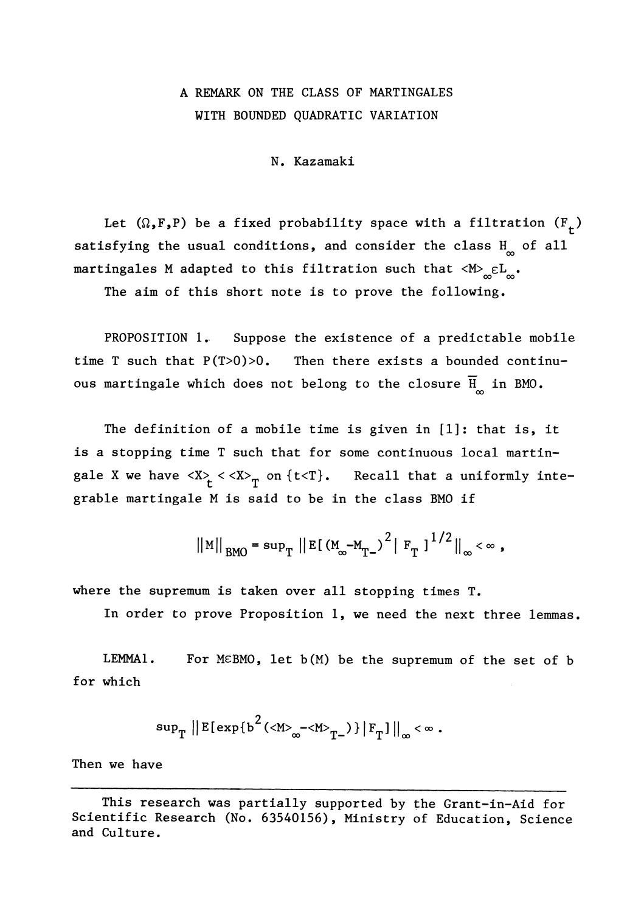# A REMARK ON THE CLASS OF MARTINGALES WITH BOUNDED QUADRATIC VARIATION

N. Kazamaki

Let $(\Omega,F,P)$ be a fixed probability space with a filtration $(F_t)$ satisfying the usual conditions, and consider the class $H_\infty$ of all martingales M adapted to this filtration such that $\langle M\rangle_\infty \in L_\infty$.

The aim of this short note is to prove the following.

PROPOSITION 1. Suppose the existence of a predictable mobile time T such that $P(T>0)>0$. Then there exists a bounded continuous martingale which does not belong to the closure $\overline{H}_\infty$ in BMO.

The definition of a mobile time is given in [1]: that is, it is a stopping time T such that for some continuous local martingale X we have $\langle X\rangle_t < \langle X\rangle_T$ on $\{t<T\}$. Recall that a uniformly integrable martingale M is said to be in the class BMO if

$$\|M\|_{BMO} = \sup_T \| E[(M_\infty - M_{T-})^2 | F_T]^{1/2}\|_\infty < \infty ,$$

where the supremum is taken over all stopping times T.

In order to prove Proposition 1, we need the next three lemmas.

LEMMA1. For $M \in BMO$, let $b(M)$ be the supremum of the set of b for which

$$\sup_T \| E[\exp\{b^2(\langle M\rangle_\infty - \langle M\rangle_{T-})\} | F_T]\|_\infty < \infty .$$

Then we have

---

This research was partially supported by the Grant-in-Aid for Scientific Research (No. 63540156), Ministry of Education, Science and Culture.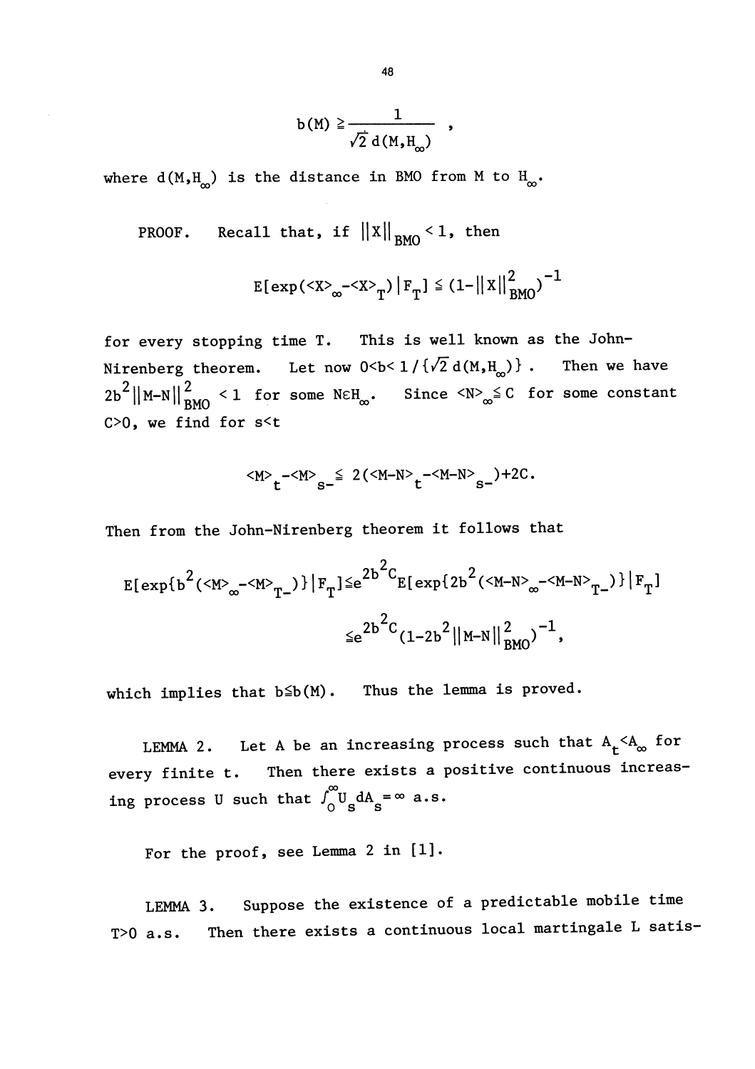$$b(M) \geq \frac{1}{\sqrt{2}\, d(M, H_\infty)} ,$$

where $d(M,H_\infty)$ is the distance in BMO from $M$ to $H_\infty$.

PROOF. Recall that, if $\|X\|_{BMO} < 1$, then

$$E[\exp(\langle X\rangle_\infty - \langle X\rangle_T) \mid F_T] \leq (1 - \|X\|^2_{BMO})^{-1}$$

for every stopping time $T$. This is well known as the John-Nirenberg theorem. Let now $0 < b < 1/\{\sqrt{2}\, d(M,H_\infty)\}$. Then we have $2b^2\|M-N\|^2_{BMO} < 1$ for some $N \in H_\infty$. Since $\langle N\rangle_\infty \leq C$ for some constant $C>0$, we find for $s<t$

$$\langle M\rangle_t - \langle M\rangle_{s-} \leq 2(\langle M-N\rangle_t - \langle M-N\rangle_{s-}) + 2C.$$

Then from the John-Nirenberg theorem it follows that

$$\begin{aligned} E[\exp\{b^2(\langle M\rangle_\infty - \langle M\rangle_{T-})\} \mid F_T] &\leq e^{2b^2C} E[\exp\{2b^2(\langle M-N\rangle_\infty - \langle M-N\rangle_{T-})\} \mid F_T] \\ &\leq e^{2b^2C}(1 - 2b^2\|M-N\|^2_{BMO})^{-1}, \end{aligned}$$

which implies that $b \leq b(M)$. Thus the lemma is proved.

LEMMA 2. Let $A$ be an increasing process such that $A_t < A_\infty$ for every finite $t$. Then there exists a positive continuous increasing process $U$ such that $\int_0^\infty U_s dA_s = \infty$ a.s.

For the proof, see Lemma 2 in [1].

LEMMA 3. Suppose the existence of a predictable mobile time $T>0$ a.s. Then there exists a continuous local martingale $L$ satis-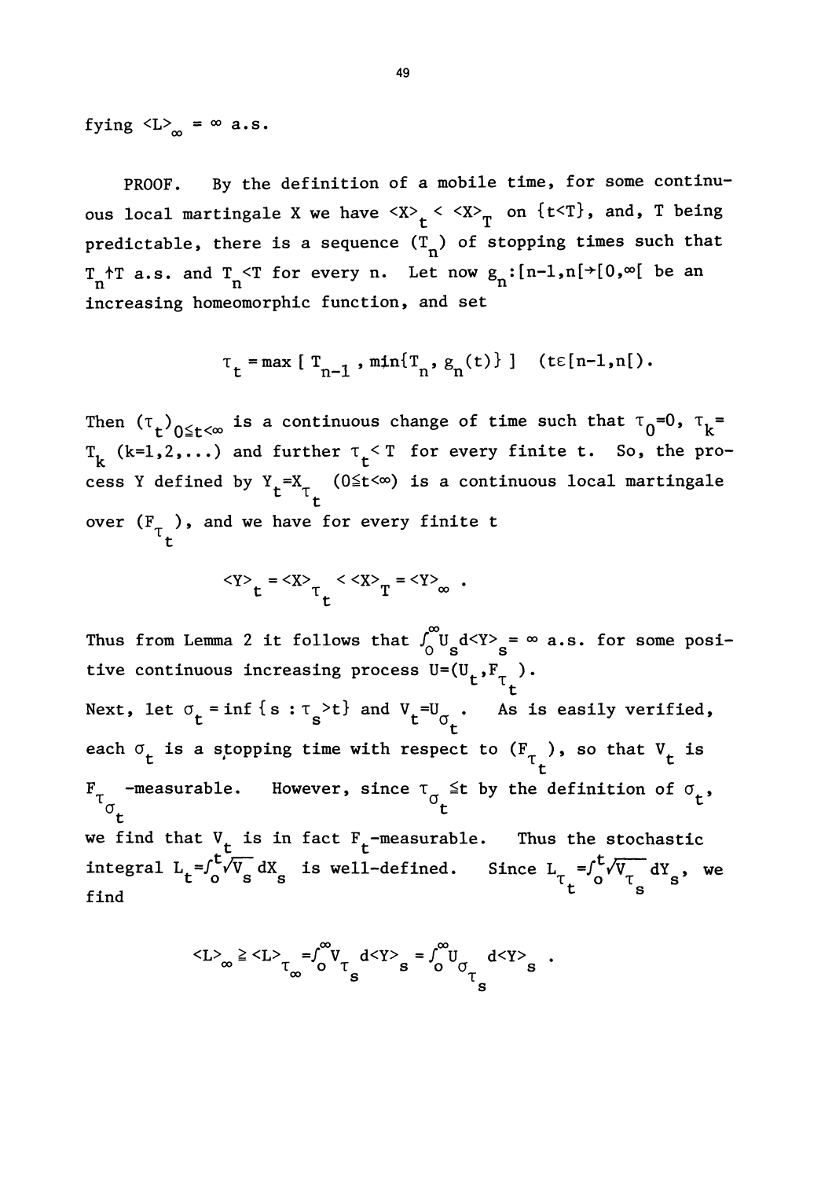fying $\langle L\rangle_\infty = \infty$ a.s.

PROOF. By the definition of a mobile time, for some continuous local martingale X we have $\langle X\rangle_t < \langle X\rangle_T$ on $\{t<T\}$, and, T being predictable, there is a sequence $(T_n)$ of stopping times such that $T_n \uparrow T$ a.s. and $T_n < T$ for every n. Let now $g_n : [n-1,n[ \to [0,\infty[$ be an increasing homeomorphic function, and set

$$\tau_t = \max[\, T_{n-1}\, ,\, \min\{T_n, g_n(t)\}\,] \quad (t \in [n-1,n[).$$

Then $(\tau_t)_{0\leq t<\infty}$ is a continuous change of time such that $\tau_0 = 0$, $\tau_k = T_k$ $(k=1,2,\ldots)$ and further $\tau_t < T$ for every finite t. So, the process Y defined by $Y_t = X_{\tau_t}$ $(0\leq t<\infty)$ is a continuous local martingale over $(F_{\tau_t})$, and we have for every finite t

$$\langle Y\rangle_t = \langle X\rangle_{\tau_t} < \langle X\rangle_T = \langle Y\rangle_\infty \; .$$

Thus from Lemma 2 it follows that $\int_0^\infty U_s d\langle Y\rangle_s = \infty$ a.s. for some positive continuous increasing process $U = (U_t, F_{\tau_t})$.

Next, let $\sigma_t = \inf\{s : \tau_s > t\}$ and $V_t = U_{\sigma_t}$. As is easily verified, each $\sigma_t$ is a stopping time with respect to $(F_{\tau_t})$, so that $V_t$ is $F_{\tau_{\sigma_t}}$-measurable. However, since $\tau_{\sigma_t} \leq t$ by the definition of $\sigma_t$, we find that $V_t$ is in fact $F_t$-measurable. Thus the stochastic integral $L_t = \int_0^t \sqrt{V_s}\, dX_s$ is well-defined. Since $L_{\tau_t} = \int_0^t \sqrt{V_{\tau_s}}\, dY_s$, we find

$$\langle L\rangle_\infty \geq \langle L\rangle_{\tau_\infty} = \int_0^\infty V_{\tau_s}\, d\langle Y\rangle_s = \int_0^\infty U_{\sigma_{\tau_s}}\, d\langle Y\rangle_s \; .$$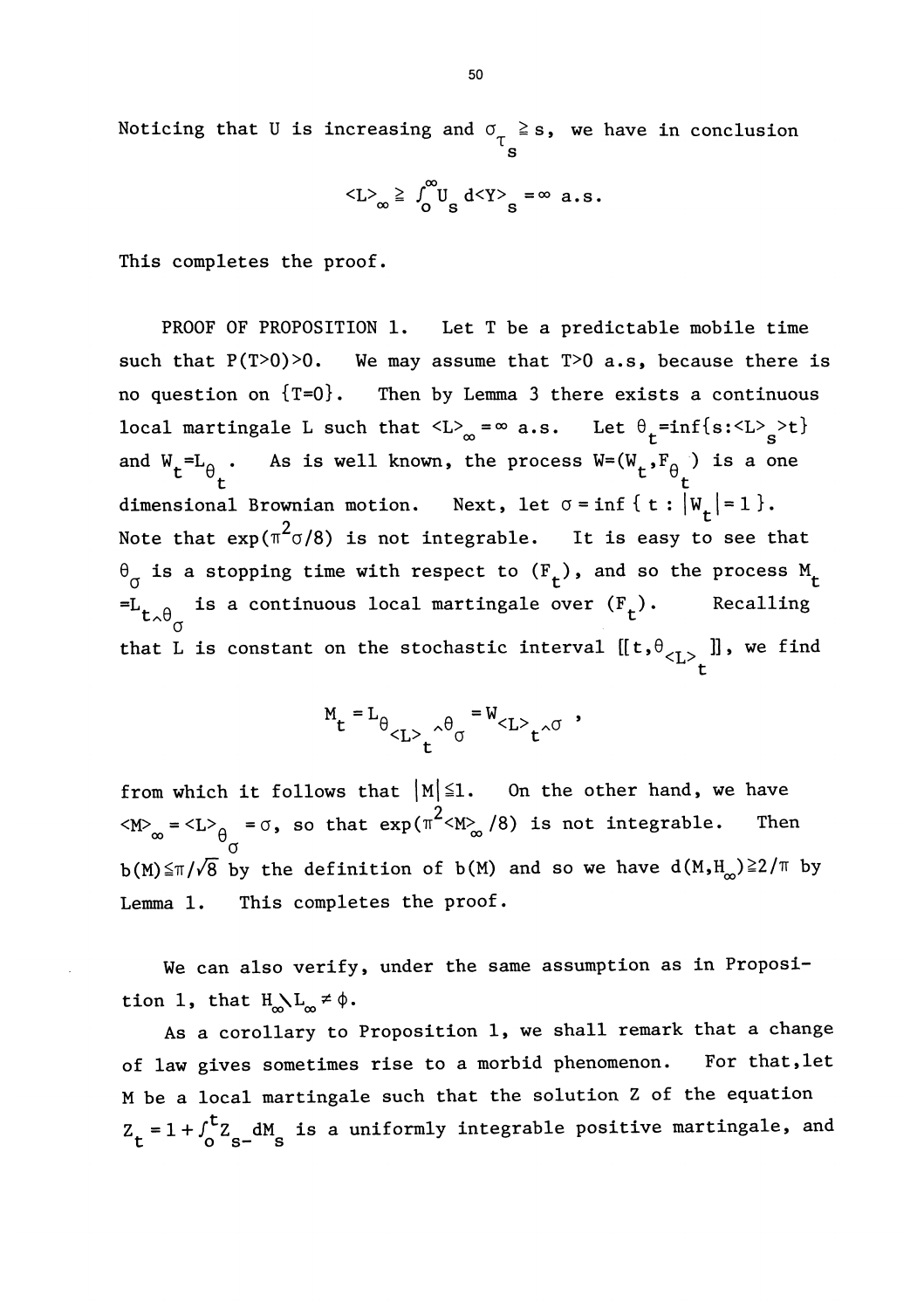Noticing that U is increasing and $\sigma_{\tau_s} \geqq s$, we have in conclusion

$$\langle L\rangle_\infty \geqq \int_0^\infty U_s \, d\langle Y\rangle_s = \infty \text{ a.s.}$$

This completes the proof.

PROOF OF PROPOSITION 1. Let T be a predictable mobile time such that $P(T>0)>0$. We may assume that $T>0$ a.s, because there is no question on $\{T=0\}$. Then by Lemma 3 there exists a continuous local martingale L such that $\langle L\rangle_\infty = \infty$ a.s. Let $\theta_t = \inf\{s : \langle L\rangle_s > t\}$ and $W_t = L_{\theta_t}$. As is well known, the process $W = (W_t, F_{\theta_t})$ is a one dimensional Brownian motion. Next, let $\sigma = \inf\{ t : |W_t| = 1\}$. Note that $\exp(\pi^2\sigma/8)$ is not integrable. It is easy to see that $\theta_\sigma$ is a stopping time with respect to $(F_t)$, and so the process $M_t = L_{t\wedge\theta_\sigma}$ is a continuous local martingale over $(F_t)$. Recalling that L is constant on the stochastic interval $[[t, \theta_{\langle L\rangle_t}]]$, we find

$$M_t = L_{\theta_{\langle L\rangle_t} \wedge \theta_\sigma} = W_{\langle L\rangle_t \wedge \sigma},$$

from which it follows that $|M| \leqq 1$. On the other hand, we have $\langle M\rangle_\infty = \langle L\rangle_{\theta_\sigma} = \sigma$, so that $\exp(\pi^2\langle M\rangle_\infty/8)$ is not integrable. Then $b(M) \leqq \pi/\sqrt{8}$ by the definition of $b(M)$ and so we have $d(M, H_\infty) \geqq 2/\pi$ by Lemma 1. This completes the proof.

We can also verify, under the same assumption as in Proposition 1, that $H_\infty \setminus L_\infty \neq \phi$.

As a corollary to Proposition 1, we shall remark that a change of law gives sometimes rise to a morbid phenomenon. For that, let M be a local martingale such that the solution Z of the equation $Z_t = 1 + \int_0^t Z_{s-} dM_s$ is a uniformly integrable positive martingale, and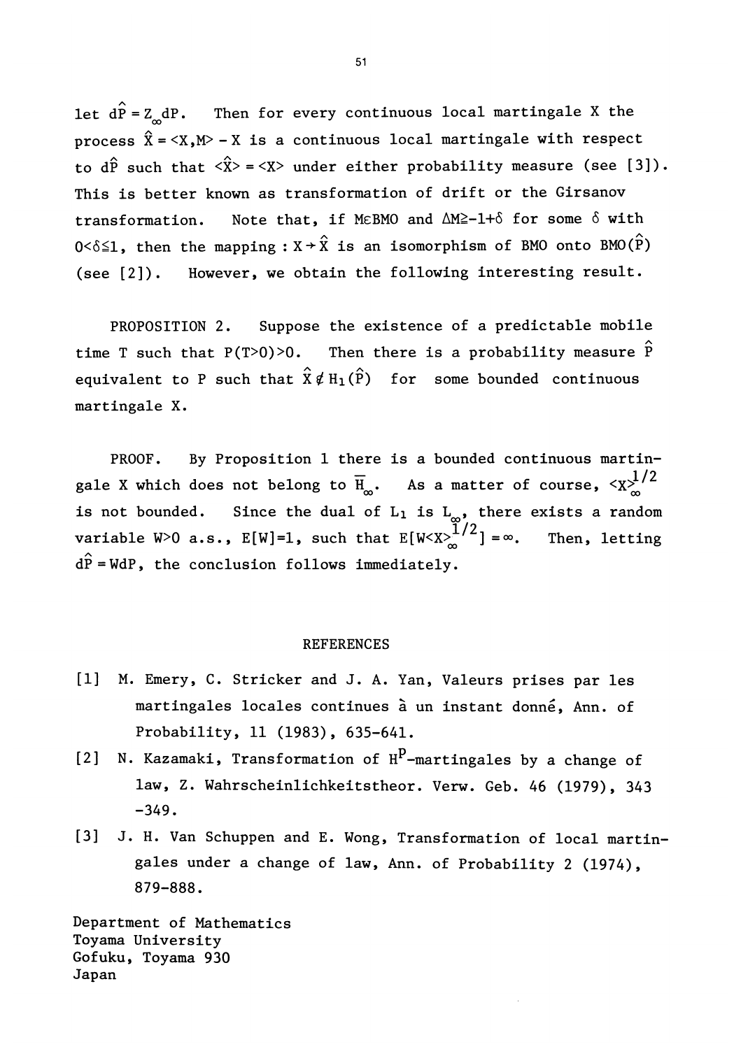let $d\hat{P} = Z_\infty dP$. Then for every continuous local martingale X the process $\hat{X} = \langle X,M\rangle - X$ is a continuous local martingale with respect to $d\hat{P}$ such that $\langle\hat{X}\rangle = \langle X\rangle$ under either probability measure (see [3]). This is better known as transformation of drift or the Girsanov transformation. Note that, if $M \in BMO$ and $\Delta M \geq -1+\delta$ for some $\delta$ with $0<\delta\leq 1$, then the mapping : $X \to \hat{X}$ is an isomorphism of BMO onto BMO($\hat{P}$) (see [2]). However, we obtain the following interesting result.

PROPOSITION 2. Suppose the existence of a predictable mobile time T such that $P(T>0)>0$. Then there is a probability measure $\hat{P}$ equivalent to P such that $\hat{X} \notin H_1(\hat{P})$ for some bounded continuous martingale X.

PROOF. By Proposition 1 there is a bounded continuous martingale X which does not belong to $\overline{H}_\infty$. As a matter of course, $\langle X\rangle_\infty^{1/2}$ is not bounded. Since the dual of $L_1$ is $L_\infty$, there exists a random variable $W>0$ a.s., $E[W]=1$, such that $E[W\langle X\rangle_\infty^{1/2}] = \infty$. Then, letting $d\hat{P} = WdP$, the conclusion follows immediately.

## REFERENCES

[1] M. Emery, C. Stricker and J. A. Yan, Valeurs prises par les martingales locales continues à un instant donné, Ann. of Probability, 11 (1983), 635-641.

[2] N. Kazamaki, Transformation of $H^P$-martingales by a change of law, Z. Wahrscheinlichkeitstheor. Verw. Geb. 46 (1979), 343 -349.

[3] J. H. Van Schuppen and E. Wong, Transformation of local martingales under a change of law, Ann. of Probability 2 (1974), 879-888.

Department of Mathematics
Toyama University
Gofuku, Toyama 930
Japan